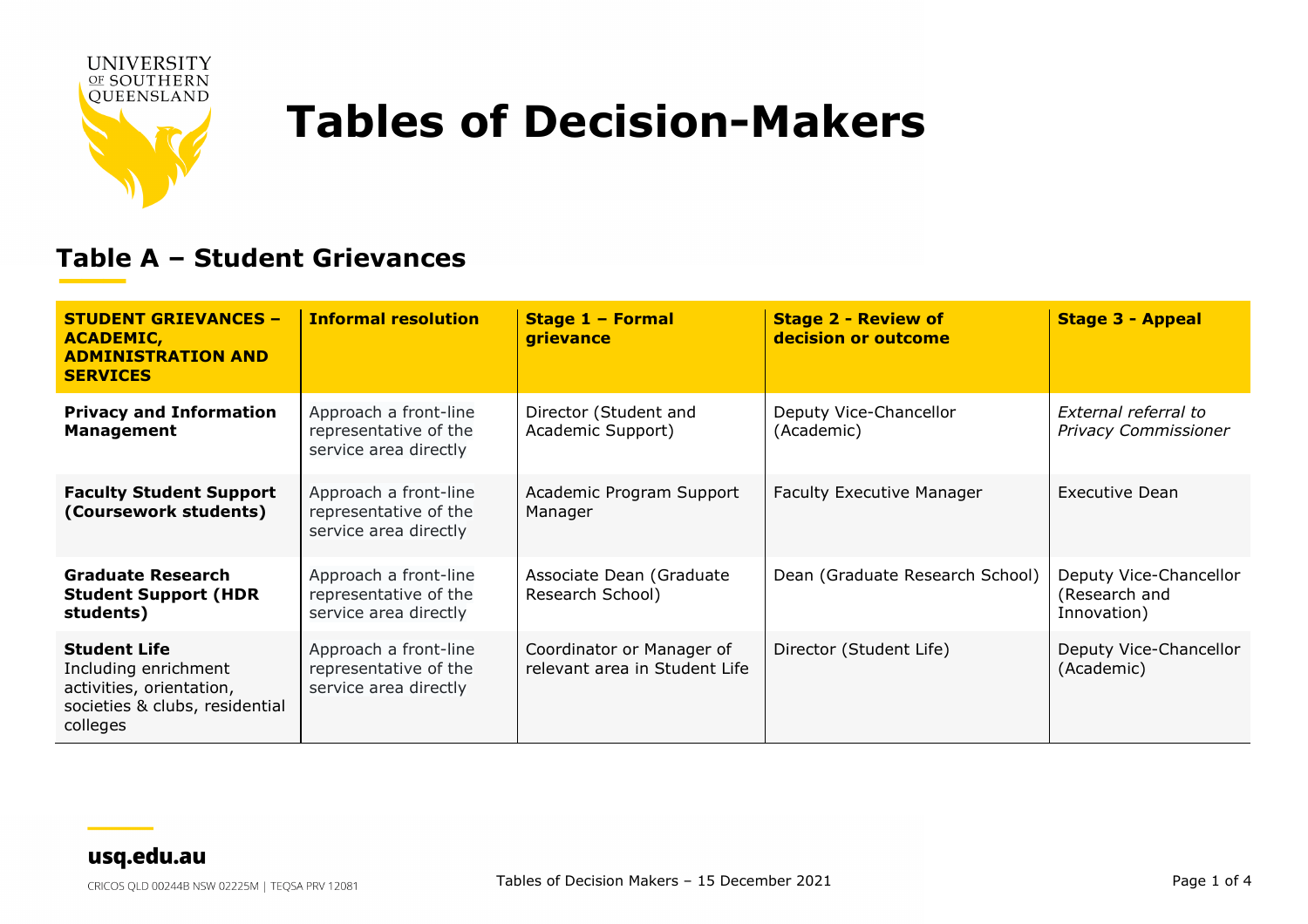# Tables of Decision-Makers

## Table A – Student Grievances

| STUDENT GRIEVANCES – ACADEMIC, ADMINISTRATION AND SERVICES | Informal resolution | Stage 1 – Formal grievance | Stage 2 - Review of decision or outcome | Stage 3 - Appeal |
|---|---|---|---|---|
| **Privacy and Information Management** | Approach a front-line representative of the service area directly | Director (Student and Academic Support) | Deputy Vice-Chancellor (Academic) | *External referral to Privacy Commissioner* |
| **Faculty Student Support (Coursework students)** | Approach a front-line representative of the service area directly | Academic Program Support Manager | Faculty Executive Manager | Executive Dean |
| **Graduate Research Student Support (HDR students)** | Approach a front-line representative of the service area directly | Associate Dean (Graduate Research School) | Dean (Graduate Research School) | Deputy Vice-Chancellor (Research and Innovation) |
| **Student Life** Including enrichment activities, orientation, societies & clubs, residential colleges | Approach a front-line representative of the service area directly | Coordinator or Manager of relevant area in Student Life | Director (Student Life) | Deputy Vice-Chancellor (Academic) |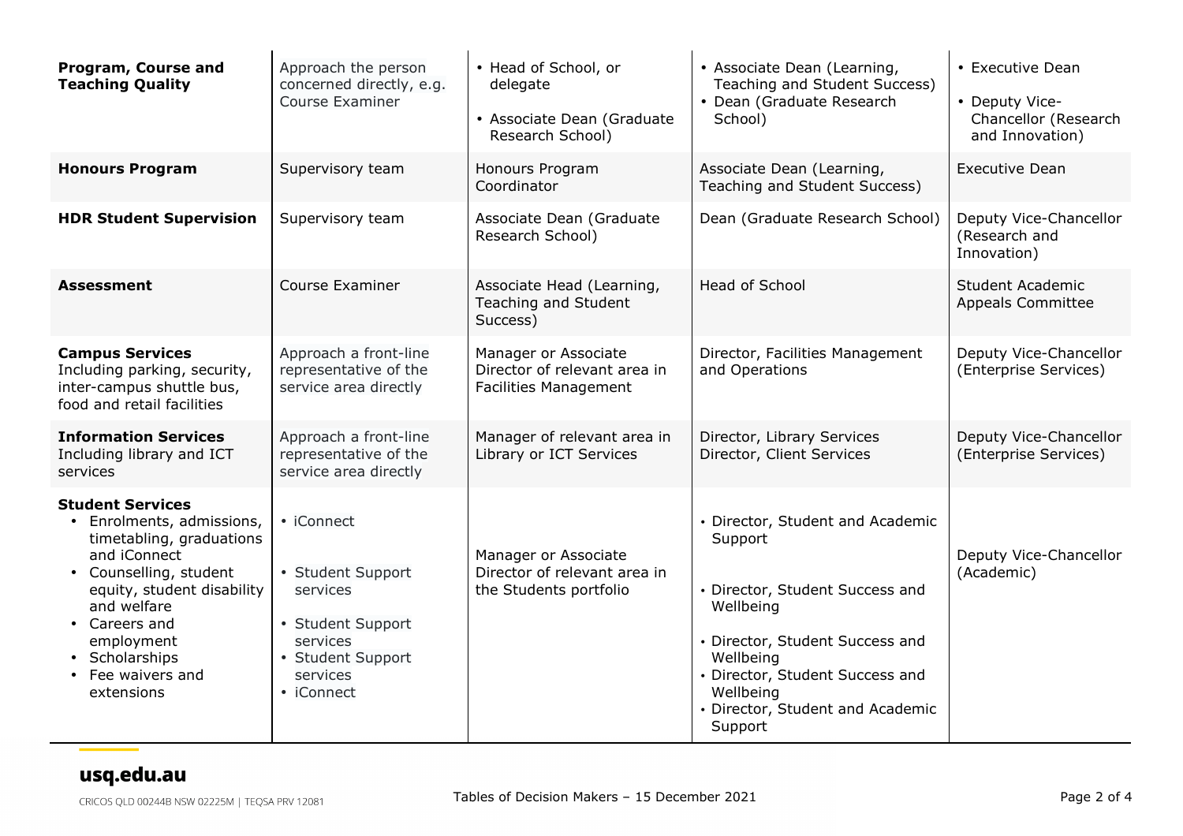| | | | | |
|---|---|---|---|---|
| **Program, Course and Teaching Quality** | Approach the person concerned directly, e.g. Course Examiner | • Head of School, or delegate<br>• Associate Dean (Graduate Research School) | • Associate Dean (Learning, Teaching and Student Success)<br>• Dean (Graduate Research School) | • Executive Dean<br>• Deputy Vice-Chancellor (Research and Innovation) |
| **Honours Program** | Supervisory team | Honours Program Coordinator | Associate Dean (Learning, Teaching and Student Success) | Executive Dean |
| **HDR Student Supervision** | Supervisory team | Associate Dean (Graduate Research School) | Dean (Graduate Research School) | Deputy Vice-Chancellor (Research and Innovation) |
| **Assessment** | Course Examiner | Associate Head (Learning, Teaching and Student Success) | Head of School | Student Academic Appeals Committee |
| **Campus Services** Including parking, security, inter-campus shuttle bus, food and retail facilities | Approach a front-line representative of the service area directly | Manager or Associate Director of relevant area in Facilities Management | Director, Facilities Management and Operations | Deputy Vice-Chancellor (Enterprise Services) |
| **Information Services** Including library and ICT services | Approach a front-line representative of the service area directly | Manager of relevant area in Library or ICT Services | Director, Library Services<br>Director, Client Services | Deputy Vice-Chancellor (Enterprise Services) |
| **Student Services**<br>• Enrolments, admissions, timetabling, graduations and iConnect<br>• Counselling, student equity, student disability and welfare<br>• Careers and employment<br>• Scholarships<br>• Fee waivers and extensions | • iConnect<br>• Student Support services<br>• Student Support services<br>• Student Support services<br>• iConnect | Manager or Associate Director of relevant area in the Students portfolio | • Director, Student and Academic Support<br>• Director, Student Success and Wellbeing<br>• Director, Student Success and Wellbeing<br>• Director, Student Success and Wellbeing<br>• Director, Student and Academic Support | Deputy Vice-Chancellor (Academic) |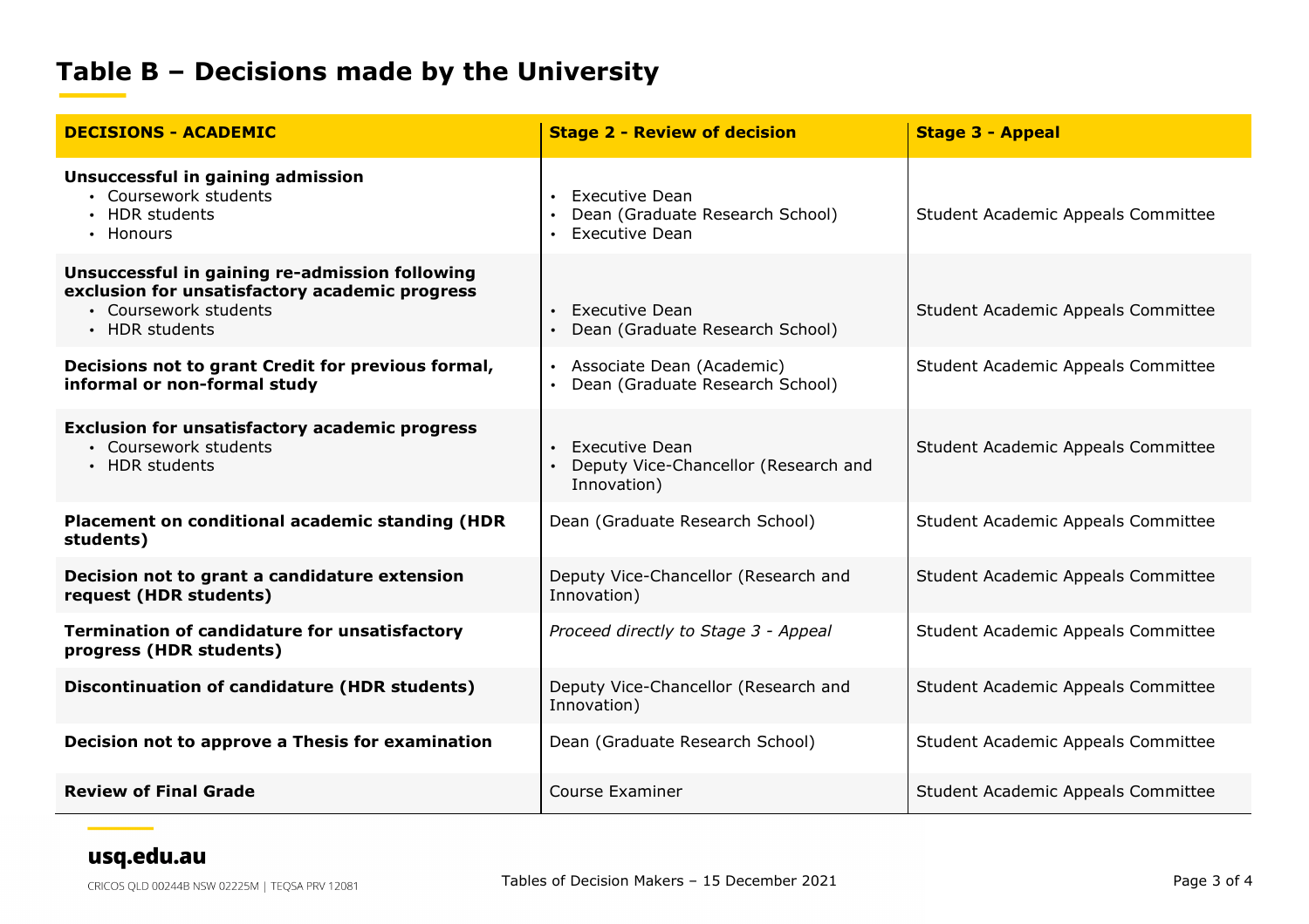## Table B – Decisions made by the University

| DECISIONS - ACADEMIC | Stage 2 - Review of decision | Stage 3 - Appeal |
|---|---|---|
| **Unsuccessful in gaining admission**<br>• Coursework students<br>• HDR students<br>• Honours | • Executive Dean<br>• Dean (Graduate Research School)<br>• Executive Dean | Student Academic Appeals Committee |
| **Unsuccessful in gaining re-admission following exclusion for unsatisfactory academic progress**<br>• Coursework students<br>• HDR students | • Executive Dean<br>• Dean (Graduate Research School) | Student Academic Appeals Committee |
| **Decisions not to grant Credit for previous formal, informal or non-formal study** | • Associate Dean (Academic)<br>• Dean (Graduate Research School) | Student Academic Appeals Committee |
| **Exclusion for unsatisfactory academic progress**<br>• Coursework students<br>• HDR students | • Executive Dean<br>• Deputy Vice-Chancellor (Research and Innovation) | Student Academic Appeals Committee |
| **Placement on conditional academic standing (HDR students)** | Dean (Graduate Research School) | Student Academic Appeals Committee |
| **Decision not to grant a candidature extension request (HDR students)** | Deputy Vice-Chancellor (Research and Innovation) | Student Academic Appeals Committee |
| **Termination of candidature for unsatisfactory progress (HDR students)** | *Proceed directly to Stage 3 - Appeal* | Student Academic Appeals Committee |
| **Discontinuation of candidature (HDR students)** | Deputy Vice-Chancellor (Research and Innovation) | Student Academic Appeals Committee |
| **Decision not to approve a Thesis for examination** | Dean (Graduate Research School) | Student Academic Appeals Committee |
| **Review of Final Grade** | Course Examiner | Student Academic Appeals Committee |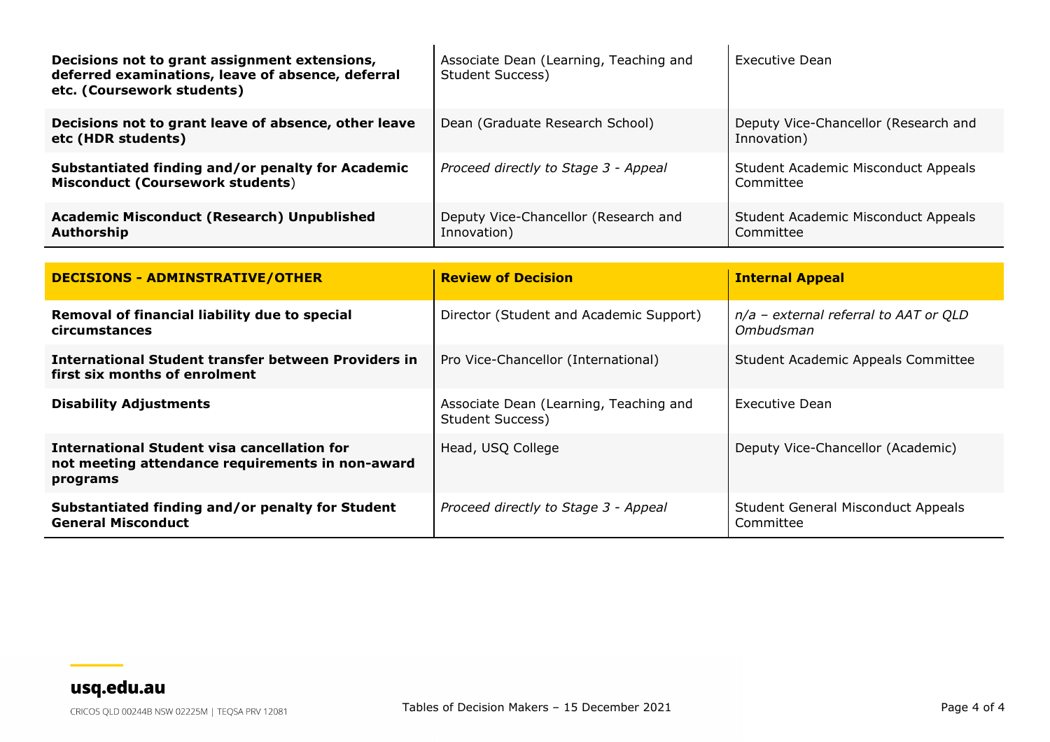| | | |
|---|---|---|
| **Decisions not to grant assignment extensions, deferred examinations, leave of absence, deferral etc. (Coursework students)** | Associate Dean (Learning, Teaching and Student Success) | Executive Dean |
| **Decisions not to grant leave of absence, other leave etc (HDR students)** | Dean (Graduate Research School) | Deputy Vice-Chancellor (Research and Innovation) |
| **Substantiated finding and/or penalty for Academic Misconduct (Coursework students**) | *Proceed directly to Stage 3 - Appeal* | Student Academic Misconduct Appeals Committee |
| **Academic Misconduct (Research) Unpublished Authorship** | Deputy Vice-Chancellor (Research and Innovation) | Student Academic Misconduct Appeals Committee |

| DECISIONS - ADMINSTRATIVE/OTHER | Review of Decision | Internal Appeal |
|---|---|---|
| **Removal of financial liability due to special circumstances** | Director (Student and Academic Support) | *n/a – external referral to AAT or QLD Ombudsman* |
| **International Student transfer between Providers in first six months of enrolment** | Pro Vice-Chancellor (International) | Student Academic Appeals Committee |
| **Disability Adjustments** | Associate Dean (Learning, Teaching and Student Success) | Executive Dean |
| **International Student visa cancellation for not meeting attendance requirements in non-award programs** | Head, USQ College | Deputy Vice-Chancellor (Academic) |
| **Substantiated finding and/or penalty for Student General Misconduct** | *Proceed directly to Stage 3 - Appeal* | Student General Misconduct Appeals Committee |